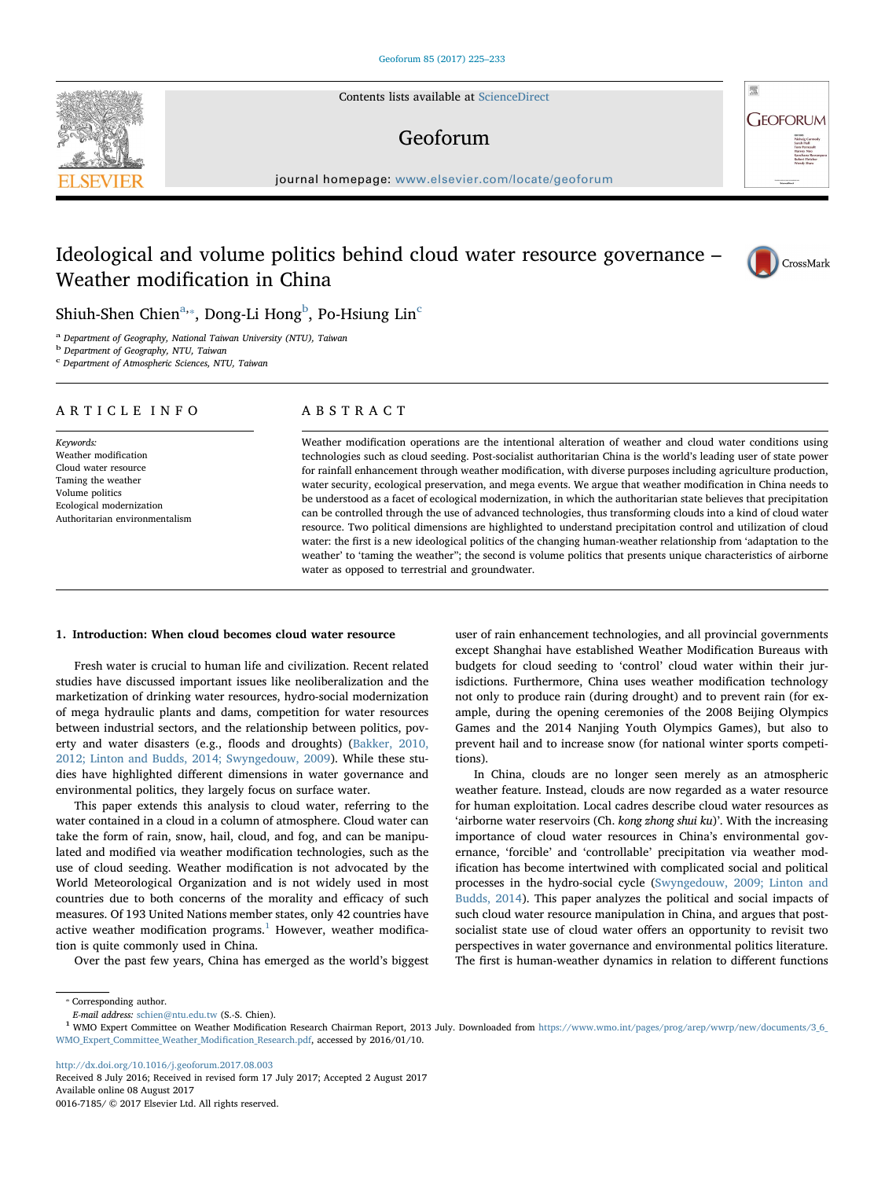Contents lists available at ScienceDirect

# Geoforum

journal homepage: www.elsevier.com/locate/geoforum

# Ideological and volume politics behind cloud water resource governance – Weather modification in China

Shiuh-Shen Chien[a,*], Dong-Li Hong[b], Po-Hsiung Lin[c]

[a] Department of Geography, National Taiwan University (NTU), Taiwan
[b] Department of Geography, NTU, Taiwan
[c] Department of Atmospheric Sciences, NTU, Taiwan

## ARTICLE INFO

*Keywords:*
Weather modification
Cloud water resource
Taming the weather
Volume politics
Ecological modernization
Authoritarian environmentalism

## ABSTRACT

Weather modification operations are the intentional alteration of weather and cloud water conditions using technologies such as cloud seeding. Post-socialist authoritarian China is the world's leading user of state power for rainfall enhancement through weather modification, with diverse purposes including agriculture production, water security, ecological preservation, and mega events. We argue that weather modification in China needs to be understood as a facet of ecological modernization, in which the authoritarian state believes that precipitation can be controlled through the use of advanced technologies, thus transforming clouds into a kind of cloud water resource. Two political dimensions are highlighted to understand precipitation control and utilization of cloud water: the first is a new ideological politics of the changing human-weather relationship from 'adaptation to the weather' to 'taming the weather''; the second is volume politics that presents unique characteristics of airborne water as opposed to terrestrial and groundwater.

## 1. Introduction: When cloud becomes cloud water resource

Fresh water is crucial to human life and civilization. Recent related studies have discussed important issues like neoliberalization and the marketization of drinking water resources, hydro-social modernization of mega hydraulic plants and dams, competition for water resources between industrial sectors, and the relationship between politics, poverty and water disasters (e.g., floods and droughts) (Bakker, 2010, 2012; Linton and Budds, 2014; Swyngedouw, 2009). While these studies have highlighted different dimensions in water governance and environmental politics, they largely focus on surface water.

This paper extends this analysis to cloud water, referring to the water contained in a cloud in a column of atmosphere. Cloud water can take the form of rain, snow, hail, cloud, and fog, and can be manipulated and modified via weather modification technologies, such as the use of cloud seeding. Weather modification is not advocated by the World Meteorological Organization and is not widely used in most countries due to both concerns of the morality and efficacy of such measures. Of 193 United Nations member states, only 42 countries have active weather modification programs.[1] However, weather modification is quite commonly used in China.

Over the past few years, China has emerged as the world's biggest user of rain enhancement technologies, and all provincial governments except Shanghai have established Weather Modification Bureaus with budgets for cloud seeding to 'control' cloud water within their jurisdictions. Furthermore, China uses weather modification technology not only to produce rain (during drought) and to prevent rain (for example, during the opening ceremonies of the 2008 Beijing Olympics Games and the 2014 Nanjing Youth Olympics Games), but also to prevent hail and to increase snow (for national winter sports competitions).

In China, clouds are no longer seen merely as an atmospheric weather feature. Instead, clouds are now regarded as a water resource for human exploitation. Local cadres describe cloud water resources as 'airborne water reservoirs (Ch. *kong zhong shui ku*)'. With the increasing importance of cloud water resources in China's environmental governance, 'forcible' and 'controllable' precipitation via weather modification has become intertwined with complicated social and political processes in the hydro-social cycle (Swyngedouw, 2009; Linton and Budds, 2014). This paper analyzes the political and social impacts of such cloud water resource manipulation in China, and argues that post-socialist state use of cloud water offers an opportunity to revisit two perspectives in water governance and environmental politics literature. The first is human-weather dynamics in relation to different functions

---

* Corresponding author.
*E-mail address:* schien@ntu.edu.tw (S.-S. Chien).
[1] WMO Expert Committee on Weather Modification Research Chairman Report, 2013 July. Downloaded from https://www.wmo.int/pages/prog/arep/wwrp/new/documents/3_6_WMO_Expert_Committee_Weather_Modification_Research.pdf, accessed by 2016/01/10.

http://dx.doi.org/10.1016/j.geoforum.2017.08.003
Received 8 July 2016; Received in revised form 17 July 2017; Accepted 2 August 2017
Available online 08 August 2017
0016-7185/ © 2017 Elsevier Ltd. All rights reserved.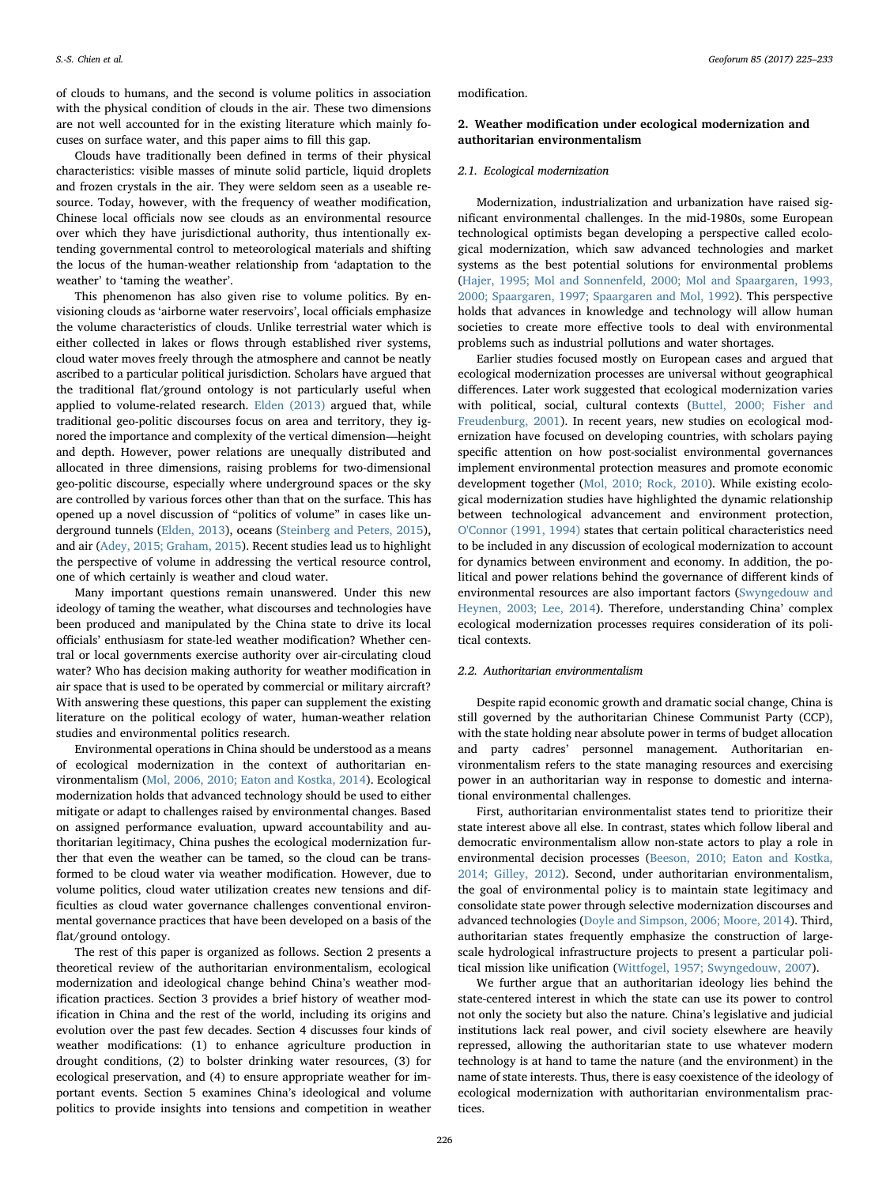of clouds to humans, and the second is volume politics in association with the physical condition of clouds in the air. These two dimensions are not well accounted for in the existing literature which mainly focuses on surface water, and this paper aims to fill this gap.

Clouds have traditionally been defined in terms of their physical characteristics: visible masses of minute solid particle, liquid droplets and frozen crystals in the air. They were seldom seen as a useable resource. Today, however, with the frequency of weather modification, Chinese local officials now see clouds as an environmental resource over which they have jurisdictional authority, thus intentionally extending governmental control to meteorological materials and shifting the locus of the human-weather relationship from 'adaptation to the weather' to 'taming the weather'.

This phenomenon has also given rise to volume politics. By envisioning clouds as 'airborne water reservoirs', local officials emphasize the volume characteristics of clouds. Unlike terrestrial water which is either collected in lakes or flows through established river systems, cloud water moves freely through the atmosphere and cannot be neatly ascribed to a particular political jurisdiction. Scholars have argued that the traditional flat/ground ontology is not particularly useful when applied to volume-related research. Elden (2013) argued that, while traditional geo-politic discourses focus on area and territory, they ignored the importance and complexity of the vertical dimension—height and depth. However, power relations are unequally distributed and allocated in three dimensions, raising problems for two-dimensional geo-politic discourse, especially where underground spaces or the sky are controlled by various forces other than that on the surface. This has opened up a novel discussion of "politics of volume" in cases like underground tunnels (Elden, 2013), oceans (Steinberg and Peters, 2015), and air (Adey, 2015; Graham, 2015). Recent studies lead us to highlight the perspective of volume in addressing the vertical resource control, one of which certainly is weather and cloud water.

Many important questions remain unanswered. Under this new ideology of taming the weather, what discourses and technologies have been produced and manipulated by the China state to drive its local officials' enthusiasm for state-led weather modification? Whether central or local governments exercise authority over air-circulating cloud water? Who has decision making authority for weather modification in air space that is used to be operated by commercial or military aircraft? With answering these questions, this paper can supplement the existing literature on the political ecology of water, human-weather relation studies and environmental politics research.

Environmental operations in China should be understood as a means of ecological modernization in the context of authoritarian environmentalism (Mol, 2006, 2010; Eaton and Kostka, 2014). Ecological modernization holds that advanced technology should be used to either mitigate or adapt to challenges raised by environmental changes. Based on assigned performance evaluation, upward accountability and authoritarian legitimacy, China pushes the ecological modernization further that even the weather can be tamed, so the cloud can be transformed to be cloud water via weather modification. However, due to volume politics, cloud water utilization creates new tensions and difficulties as cloud water governance challenges conventional environmental governance practices that have been developed on a basis of the flat/ground ontology.

The rest of this paper is organized as follows. Section 2 presents a theoretical review of the authoritarian environmentalism, ecological modernization and ideological change behind China's weather modification practices. Section 3 provides a brief history of weather modification in China and the rest of the world, including its origins and evolution over the past few decades. Section 4 discusses four kinds of weather modifications: (1) to enhance agriculture production in drought conditions, (2) to bolster drinking water resources, (3) for ecological preservation, and (4) to ensure appropriate weather for important events. Section 5 examines China's ideological and volume politics to provide insights into tensions and competition in weather modification.

## 2. Weather modification under ecological modernization and authoritarian environmentalism

### 2.1. Ecological modernization

Modernization, industrialization and urbanization have raised significant environmental challenges. In the mid-1980s, some European technological optimists began developing a perspective called ecological modernization, which saw advanced technologies and market systems as the best potential solutions for environmental problems (Hajer, 1995; Mol and Sonnenfeld, 2000; Mol and Spaargaren, 1993, 2000; Spaargaren, 1997; Spaargaren and Mol, 1992). This perspective holds that advances in knowledge and technology will allow human societies to create more effective tools to deal with environmental problems such as industrial pollutions and water shortages.

Earlier studies focused mostly on European cases and argued that ecological modernization processes are universal without geographical differences. Later work suggested that ecological modernization varies with political, social, cultural contexts (Buttel, 2000; Fisher and Freudenburg, 2001). In recent years, new studies on ecological modernization have focused on developing countries, with scholars paying specific attention on how post-socialist environmental governances implement environmental protection measures and promote economic development together (Mol, 2010; Rock, 2010). While existing ecological modernization studies have highlighted the dynamic relationship between technological advancement and environment protection, O'Connor (1991, 1994) states that certain political characteristics need to be included in any discussion of ecological modernization to account for dynamics between environment and economy. In addition, the political and power relations behind the governance of different kinds of environmental resources are also important factors (Swyngedouw and Heynen, 2003; Lee, 2014). Therefore, understanding China' complex ecological modernization processes requires consideration of its political contexts.

### 2.2. Authoritarian environmentalism

Despite rapid economic growth and dramatic social change, China is still governed by the authoritarian Chinese Communist Party (CCP), with the state holding near absolute power in terms of budget allocation and party cadres' personnel management. Authoritarian environmentalism refers to the state managing resources and exercising power in an authoritarian way in response to domestic and international environmental challenges.

First, authoritarian environmentalist states tend to prioritize their state interest above all else. In contrast, states which follow liberal and democratic environmentalism allow non-state actors to play a role in environmental decision processes (Beeson, 2010; Eaton and Kostka, 2014; Gilley, 2012). Second, under authoritarian environmentalism, the goal of environmental policy is to maintain state legitimacy and consolidate state power through selective modernization discourses and advanced technologies (Doyle and Simpson, 2006; Moore, 2014). Third, authoritarian states frequently emphasize the construction of large-scale hydrological infrastructure projects to present a particular political mission like unification (Wittfogel, 1957; Swyngedouw, 2007).

We further argue that an authoritarian ideology lies behind the state-centered interest in which the state can use its power to control not only the society but also the nature. China's legislative and judicial institutions lack real power, and civil society elsewhere are heavily repressed, allowing the authoritarian state to use whatever modern technology is at hand to tame the nature (and the environment) in the name of state interests. Thus, there is easy coexistence of the ideology of ecological modernization with authoritarian environmentalism practices.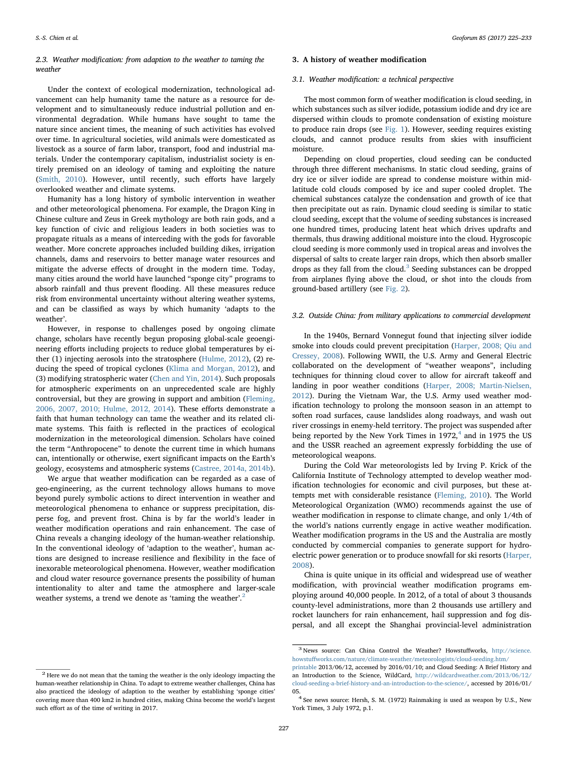### 2.3. Weather modification: from adaption to the weather to taming the weather

Under the context of ecological modernization, technological advancement can help humanity tame the nature as a resource for development and to simultaneously reduce industrial pollution and environmental degradation. While humans have sought to tame the nature since ancient times, the meaning of such activities has evolved over time. In agricultural societies, wild animals were domesticated as livestock as a source of farm labor, transport, food and industrial materials. Under the contemporary capitalism, industrialist society is entirely premised on an ideology of taming and exploiting the nature (Smith, 2010). However, until recently, such efforts have largely overlooked weather and climate systems.

Humanity has a long history of symbolic intervention in weather and other meteorological phenomena. For example, the Dragon King in Chinese culture and Zeus in Greek mythology are both rain gods, and a key function of civic and religious leaders in both societies was to propagate rituals as a means of interceding with the gods for favorable weather. More concrete approaches included building dikes, irrigation channels, dams and reservoirs to better manage water resources and mitigate the adverse effects of drought in the modern time. Today, many cities around the world have launched "sponge city" programs to absorb rainfall and thus prevent flooding. All these measures reduce risk from environmental uncertainty without altering weather systems, and can be classified as ways by which humanity 'adapts to the weather'.

However, in response to challenges posed by ongoing climate change, scholars have recently begun proposing global-scale geoengineering efforts including projects to reduce global temperatures by either (1) injecting aerosols into the stratosphere (Hulme, 2012), (2) reducing the speed of tropical cyclones (Klima and Morgan, 2012), and (3) modifying stratospheric water (Chen and Yin, 2014). Such proposals for atmospheric experiments on an unprecedented scale are highly controversial, but they are growing in support and ambition (Fleming, 2006, 2007, 2010; Hulme, 2012, 2014). These efforts demonstrate a faith that human technology can tame the weather and its related climate systems. This faith is reflected in the practices of ecological modernization in the meteorological dimension. Scholars have coined the term "Anthropocene" to denote the current time in which humans can, intentionally or otherwise, exert significant impacts on the Earth's geology, ecosystems and atmospheric systems (Castree, 2014a, 2014b).

We argue that weather modification can be regarded as a case of geo-engineering, as the current technology allows humans to move beyond purely symbolic actions to direct intervention in weather and meteorological phenomena to enhance or suppress precipitation, disperse fog, and prevent frost. China is by far the world's leader in weather modification operations and rain enhancement. The case of China reveals a changing ideology of the human-weather relationship. In the conventional ideology of 'adaption to the weather', human actions are designed to increase resilience and flexibility in the face of inexorable meteorological phenomena. However, weather modification and cloud water resource governance presents the possibility of human intentionality to alter and tame the atmosphere and larger-scale weather systems, a trend we denote as 'taming the weather'.[2]

## 3. A history of weather modification

### 3.1. Weather modification: a technical perspective

The most common form of weather modification is cloud seeding, in which substances such as silver iodide, potassium iodide and dry ice are dispersed within clouds to promote condensation of existing moisture to produce rain drops (see Fig. 1). However, seeding requires existing clouds, and cannot produce results from skies with insufficient moisture.

Depending on cloud properties, cloud seeding can be conducted through three different mechanisms. In static cloud seeding, grains of dry ice or silver iodide are spread to condense moisture within mid-latitude cold clouds composed by ice and super cooled droplet. The chemical substances catalyze the condensation and growth of ice that then precipitate out as rain. Dynamic cloud seeding is similar to static cloud seeding, except that the volume of seeding substances is increased one hundred times, producing latent heat which drives updrafts and thermals, thus drawing additional moisture into the cloud. Hygroscopic cloud seeding is more commonly used in tropical areas and involves the dispersal of salts to create larger rain drops, which then absorb smaller drops as they fall from the cloud.[3] Seeding substances can be dropped from airplanes flying above the cloud, or shot into the clouds from ground-based artillery (see Fig. 2).

### 3.2. Outside China: from military applications to commercial development

In the 1940s, Bernard Vonnegut found that injecting silver iodide smoke into clouds could prevent precipitation (Harper, 2008; Qiu and Cressey, 2008). Following WWII, the U.S. Army and General Electric collaborated on the development of "weather weapons", including techniques for thinning cloud cover to allow for aircraft takeoff and landing in poor weather conditions (Harper, 2008; Martin-Nielsen, 2012). During the Vietnam War, the U.S. Army used weather modification technology to prolong the monsoon season in an attempt to soften road surfaces, cause landslides along roadways, and wash out river crossings in enemy-held territory. The project was suspended after being reported by the New York Times in 1972,[4] and in 1975 the US and the USSR reached an agreement expressly forbidding the use of meteorological weapons.

During the Cold War meteorologists led by Irving P. Krick of the California Institute of Technology attempted to develop weather modification technologies for economic and civil purposes, but these attempts met with considerable resistance (Fleming, 2010). The World Meteorological Organization (WMO) recommends against the use of weather modification in response to climate change, and only 1/4th of the world's nations currently engage in active weather modification. Weather modification programs in the US and the Australia are mostly conducted by commercial companies to generate support for hydroelectric power generation or to produce snowfall for ski resorts (Harper, 2008).

China is quite unique in its official and widespread use of weather modification, with provincial weather modification programs employing around 40,000 people. In 2012, of a total of about 3 thousands county-level administrations, more than 2 thousands use artillery and rocket launchers for rain enhancement, hail suppression and fog dispersal, and all except the Shanghai provincial-level administration

---

[2] Here we do not mean that the taming the weather is the only ideology impacting the human-weather relationship in China. To adapt to extreme weather challenges, China has also practiced the ideology of adaption to the weather by establishing 'sponge cities' covering more than 400 km2 in hundred cities, making China become the world's largest such effort as of the time of writing in 2017.

[3] News source: Can China Control the Weather? Howstuffworks, http://science.howstuffworks.com/nature/climate-weather/meteorologists/cloud-seeding.htm/printable 2013/06/12, accessed by 2016/01/10; and Cloud Seeding: A Brief History and an Introduction to the Science, WildCard, http://wildcardweather.com/2013/06/12/cloud-seeding-a-brief-history-and-an-introduction-to-the-science/, accessed by 2016/01/05.

[4] See news source: Hersh, S. M. (1972) Rainmaking is used as weapon by U.S., New York Times, 3 July 1972, p.1.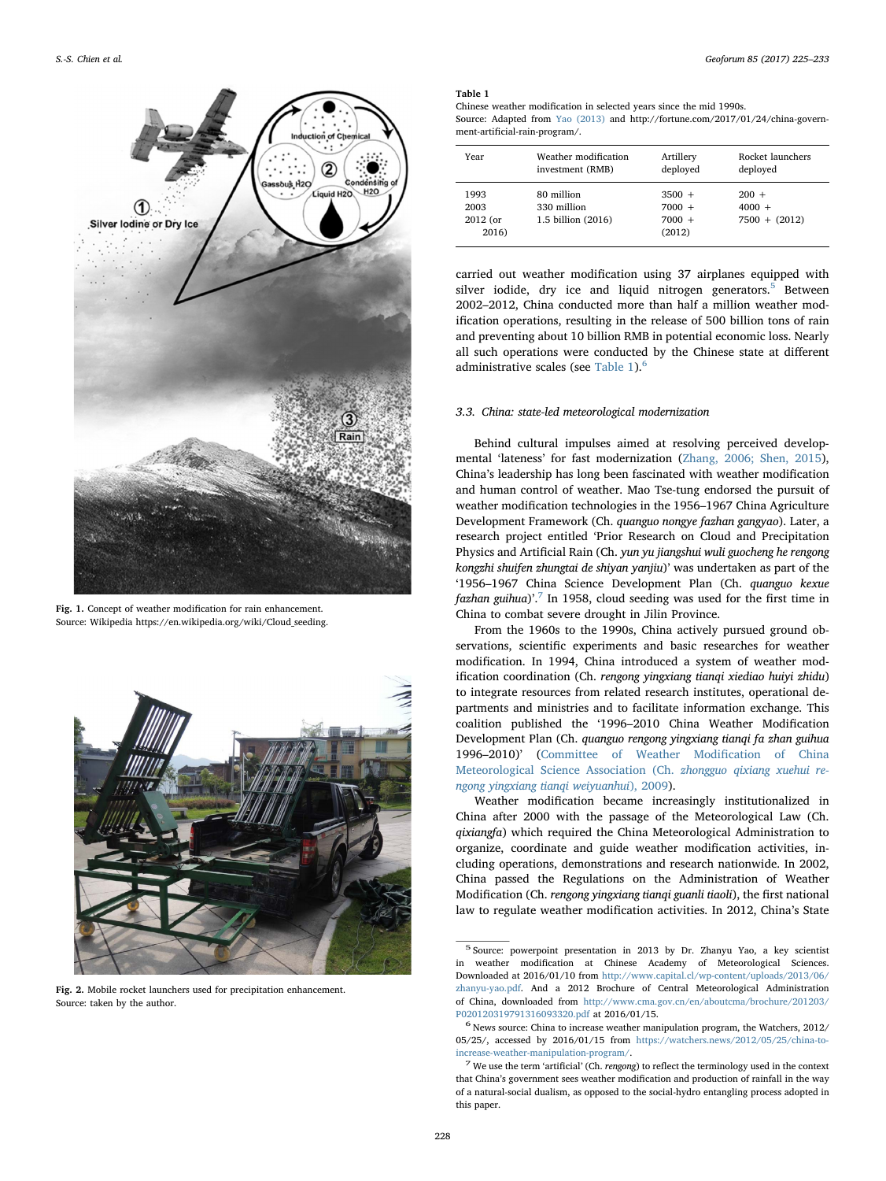Fig. 1. Concept of weather modification for rain enhancement.
Source: Wikipedia https://en.wikipedia.org/wiki/Cloud_seeding.

Fig. 2. Mobile rocket launchers used for precipitation enhancement.
Source: taken by the author.

**Table 1**
Chinese weather modification in selected years since the mid 1990s.
Source: Adapted from Yao (2013) and http://fortune.com/2017/01/24/china-government-artificial-rain-program/.

| Year | Weather modification investment (RMB) | Artillery deployed | Rocket launchers deployed |
|---|---|---|---|
| 1993 | 80 million | 3500 + | 200 + |
| 2003 | 330 million | 7000 + | 4000 + |
| 2012 (or 2016) | 1.5 billion (2016) | 7000 + (2012) | 7500 + (2012) |

carried out weather modification using 37 airplanes equipped with silver iodide, dry ice and liquid nitrogen generators.[5] Between 2002–2012, China conducted more than half a million weather modification operations, resulting in the release of 500 billion tons of rain and preventing about 10 billion RMB in potential economic loss. Nearly all such operations were conducted by the Chinese state at different administrative scales (see Table 1).[6]

### 3.3. China: state-led meteorological modernization

Behind cultural impulses aimed at resolving perceived developmental 'lateness' for fast modernization (Zhang, 2006; Shen, 2015), China's leadership has long been fascinated with weather modification and human control of weather. Mao Tse-tung endorsed the pursuit of weather modification technologies in the 1956–1967 China Agriculture Development Framework (Ch. *quanguo nongye fazhan gangyao*). Later, a research project entitled 'Prior Research on Cloud and Precipitation Physics and Artificial Rain (Ch. *yun yu jiangshui wuli guocheng he rengong kongzhi shuifen zhungtai de shiyan yanjiu*)' was undertaken as part of the '1956–1967 China Science Development Plan (Ch. *quanguo kexue fazhan guihua*)'.[7] In 1958, cloud seeding was used for the first time in China to combat severe drought in Jilin Province.

From the 1960s to the 1990s, China actively pursued ground observations, scientific experiments and basic researches for weather modification. In 1994, China introduced a system of weather modification coordination (Ch. *rengong yingxiang tianqi xiediao huiyi zhidu*) to integrate resources from related research institutes, operational departments and ministries and to facilitate information exchange. This coalition published the '1996–2010 China Weather Modification Development Plan (Ch. *quanguo rengong yingxiang tianqi fa zhan guihua* 1996–2010)' (Committee of Weather Modification of China Meteorological Science Association (Ch. *zhongguo qixiang xuehui rengong yingxiang tianqi weiyuanhui*), 2009).

Weather modification became increasingly institutionalized in China after 2000 with the passage of the Meteorological Law (Ch. *qixiangfa*) which required the China Meteorological Administration to organize, coordinate and guide weather modification activities, including operations, demonstrations and research nationwide. In 2002, China passed the Regulations on the Administration of Weather Modification (Ch. *rengong yingxiang tianqi guanli tiaoli*), the first national law to regulate weather modification activities. In 2012, China's State

---

[5] Source: powerpoint presentation in 2013 by Dr. Zhanyu Yao, a key scientist in weather modification at Chinese Academy of Meteorological Sciences. Downloaded at 2016/01/10 from http://www.capital.cl/wp-content/uploads/2013/06/zhanyu-yao.pdf. And a 2012 Brochure of Central Meteorological Administration of China, downloaded from http://www.cma.gov.cn/en/aboutcma/brochure/201203/P020120319791316093320.pdf at 2016/01/15.

[6] News source: China to increase weather manipulation program, the Watchers, 2012/05/25/, accessed by 2016/01/15 from https://watchers.news/2012/05/25/china-to-increase-weather-manipulation-program/.

[7] We use the term 'artificial' (Ch. *rengong*) to reflect the terminology used in the context that China's government sees weather modification and production of rainfall in the way of a natural-social dualism, as opposed to the social-hydro entangling process adopted in this paper.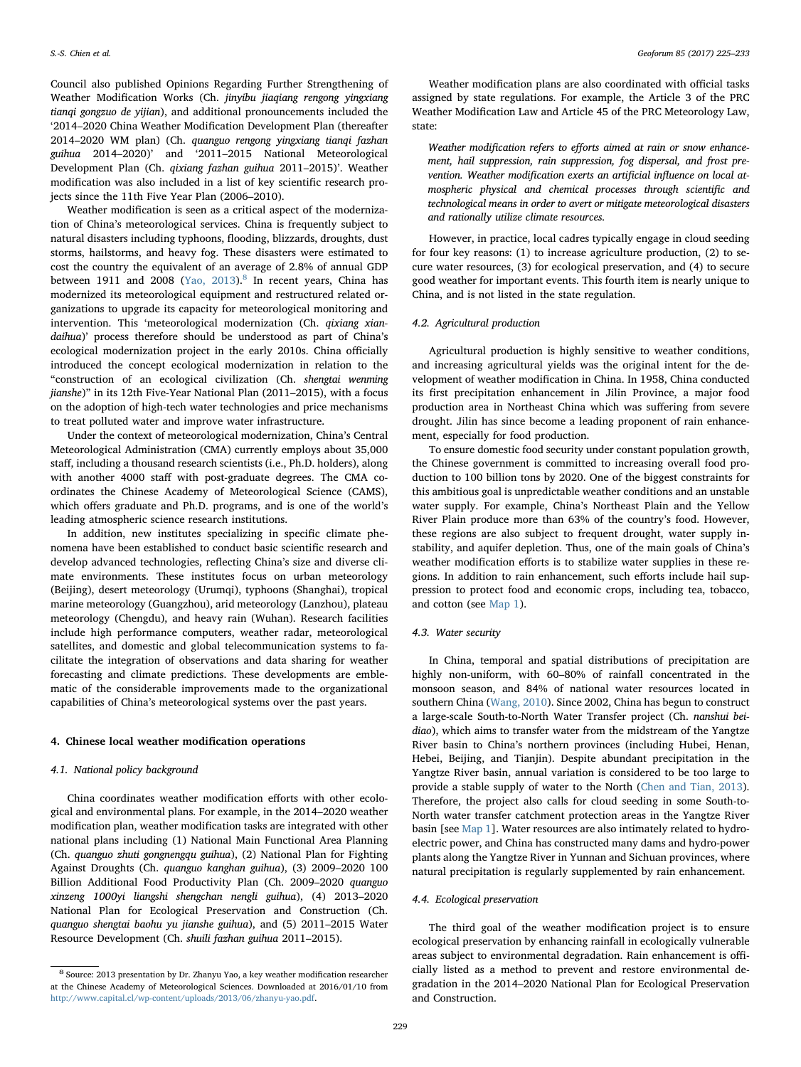Council also published Opinions Regarding Further Strengthening of Weather Modification Works (Ch. *jinyibu jiaqiang rengong yingxiang tianqi gongzuo de yijian*), and additional pronouncements included the '2014–2020 China Weather Modification Development Plan (thereafter 2014–2020 WM plan) (Ch. *quanguo rengong yingxiang tianqi fazhan guihua* 2014–2020)' and '2011–2015 National Meteorological Development Plan (Ch. *qixiang fazhan guihua* 2011–2015)'. Weather modification was also included in a list of key scientific research projects since the 11th Five Year Plan (2006–2010).

Weather modification is seen as a critical aspect of the modernization of China's meteorological services. China is frequently subject to natural disasters including typhoons, flooding, blizzards, droughts, dust storms, hailstorms, and heavy fog. These disasters were estimated to cost the country the equivalent of an average of 2.8% of annual GDP between 1911 and 2008 (Yao, 2013).[8] In recent years, China has modernized its meteorological equipment and restructured related organizations to upgrade its capacity for meteorological monitoring and intervention. This 'meteorological modernization (Ch. *qixiang xiandaihua*)' process therefore should be understood as part of China's ecological modernization project in the early 2010s. China officially introduced the concept ecological modernization in relation to the "construction of an ecological civilization (Ch. *shengtai wenming jianshe*)" in its 12th Five-Year National Plan (2011–2015), with a focus on the adoption of high-tech water technologies and price mechanisms to treat polluted water and improve water infrastructure.

Under the context of meteorological modernization, China's Central Meteorological Administration (CMA) currently employs about 35,000 staff, including a thousand research scientists (i.e., Ph.D. holders), along with another 4000 staff with post-graduate degrees. The CMA coordinates the Chinese Academy of Meteorological Science (CAMS), which offers graduate and Ph.D. programs, and is one of the world's leading atmospheric science research institutions.

In addition, new institutes specializing in specific climate phenomena have been established to conduct basic scientific research and develop advanced technologies, reflecting China's size and diverse climate environments. These institutes focus on urban meteorology (Beijing), desert meteorology (Urumqi), typhoons (Shanghai), tropical marine meteorology (Guangzhou), arid meteorology (Lanzhou), plateau meteorology (Chengdu), and heavy rain (Wuhan). Research facilities include high performance computers, weather radar, meteorological satellites, and domestic and global telecommunication systems to facilitate the integration of observations and data sharing for weather forecasting and climate predictions. These developments are emblematic of the considerable improvements made to the organizational capabilities of China's meteorological systems over the past years.

## 4. Chinese local weather modification operations

### 4.1. National policy background

China coordinates weather modification efforts with other ecological and environmental plans. For example, in the 2014–2020 weather modification plan, weather modification tasks are integrated with other national plans including (1) National Main Functional Area Planning (Ch. *quanguo zhuti gongnengqu guihua*), (2) National Plan for Fighting Against Droughts (Ch. *quanguo kanghan guihua*), (3) 2009–2020 100 Billion Additional Food Productivity Plan (Ch. 2009–2020 *quanguo xinzeng 1000yi liangshi shengchan nengli guihua*), (4) 2013–2020 National Plan for Ecological Preservation and Construction (Ch. *quanguo shengtai baohu yu jianshe guihua*), and (5) 2011–2015 Water Resource Development (Ch. *shuili fazhan guihua* 2011–2015).

Weather modification plans are also coordinated with official tasks assigned by state regulations. For example, the Article 3 of the PRC Weather Modification Law and Article 45 of the PRC Meteorology Law, state:

> *Weather modification refers to efforts aimed at rain or snow enhancement, hail suppression, rain suppression, fog dispersal, and frost prevention. Weather modification exerts an artificial influence on local atmospheric physical and chemical processes through scientific and technological means in order to avert or mitigate meteorological disasters and rationally utilize climate resources.*

However, in practice, local cadres typically engage in cloud seeding for four key reasons: (1) to increase agriculture production, (2) to secure water resources, (3) for ecological preservation, and (4) to secure good weather for important events. This fourth item is nearly unique to China, and is not listed in the state regulation.

### 4.2. Agricultural production

Agricultural production is highly sensitive to weather conditions, and increasing agricultural yields was the original intent for the development of weather modification in China. In 1958, China conducted its first precipitation enhancement in Jilin Province, a major food production area in Northeast China which was suffering from severe drought. Jilin has since become a leading proponent of rain enhancement, especially for food production.

To ensure domestic food security under constant population growth, the Chinese government is committed to increasing overall food production to 100 billion tons by 2020. One of the biggest constraints for this ambitious goal is unpredictable weather conditions and an unstable water supply. For example, China's Northeast Plain and the Yellow River Plain produce more than 63% of the country's food. However, these regions are also subject to frequent drought, water supply instability, and aquifer depletion. Thus, one of the main goals of China's weather modification efforts is to stabilize water supplies in these regions. In addition to rain enhancement, such efforts include hail suppression to protect food and economic crops, including tea, tobacco, and cotton (see Map 1).

### 4.3. Water security

In China, temporal and spatial distributions of precipitation are highly non-uniform, with 60–80% of rainfall concentrated in the monsoon season, and 84% of national water resources located in southern China (Wang, 2010). Since 2002, China has begun to construct a large-scale South-to-North Water Transfer project (Ch. *nanshui beidiao*), which aims to transfer water from the midstream of the Yangtze River basin to China's northern provinces (including Hubei, Henan, Hebei, Beijing, and Tianjin). Despite abundant precipitation in the Yangtze River basin, annual variation is considered to be too large to provide a stable supply of water to the North (Chen and Tian, 2013). Therefore, the project also calls for cloud seeding in some South-to-North water transfer catchment protection areas in the Yangtze River basin [see Map 1]. Water resources are also intimately related to hydroelectric power, and China has constructed many dams and hydro-power plants along the Yangtze River in Yunnan and Sichuan provinces, where natural precipitation is regularly supplemented by rain enhancement.

### 4.4. Ecological preservation

The third goal of the weather modification project is to ensure ecological preservation by enhancing rainfall in ecologically vulnerable areas subject to environmental degradation. Rain enhancement is officially listed as a method to prevent and restore environmental degradation in the 2014–2020 National Plan for Ecological Preservation and Construction.

---

[8] Source: 2013 presentation by Dr. Zhanyu Yao, a key weather modification researcher at the Chinese Academy of Meteorological Sciences. Downloaded at 2016/01/10 from http://www.capital.cl/wp-content/uploads/2013/06/zhanyu-yao.pdf.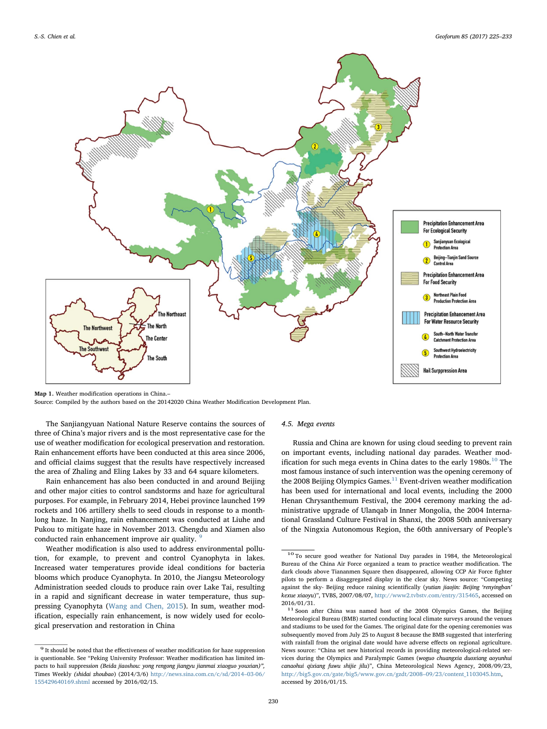**Map 1.** Weather modification operations in China.–
Source: Compiled by the authors based on the 20142020 China Weather Modification Development Plan.

The Sanjiangyuan National Nature Reserve contains the sources of three of China's major rivers and is the most representative case for the use of weather modification for ecological preservation and restoration. Rain enhancement efforts have been conducted at this area since 2006, and official claims suggest that the results have respectively increased the area of Zhaling and Eling Lakes by 33 and 64 square kilometers.

Rain enhancement has also been conducted in and around Beijing and other major cities to control sandstorms and haze for agricultural purposes. For example, in February 2014, Hebei province launched 199 rockets and 106 artillery shells to seed clouds in response to a month-long haze. In Nanjing, rain enhancement was conducted at Liuhe and Pukou to mitigate haze in November 2013. Chengdu and Xiamen also conducted rain enhancement improve air quality. [9]

Weather modification is also used to address environmental pollution, for example, to prevent and control Cyanophyta in lakes. Increased water temperatures provide ideal conditions for bacteria blooms which produce Cyanophyta. In 2010, the Jiangsu Meteorology Administration seeded clouds to produce rain over Lake Tai, resulting in a rapid and significant decrease in water temperature, thus suppressing Cyanophyta (Wang and Chen, 2015). In sum, weather modification, especially rain enhancement, is now widely used for ecological preservation and restoration in China

### 4.5. Mega events

Russia and China are known for using cloud seeding to prevent rain on important events, including national day parades. Weather modification for such mega events in China dates to the early 1980s.[10] The most famous instance of such intervention was the opening ceremony of the 2008 Beijing Olympics Games.[11] Event-driven weather modification has been used for international and local events, including the 2000 Henan Chrysanthemum Festival, the 2004 ceremony marking the administrative upgrade of Ulanqab in Inner Mongolia, the 2004 International Grassland Culture Festival in Shanxi, the 2008 50th anniversary of the Ningxia Autonomous Region, the 60th anniversary of People's

---

[9] It should be noted that the effectiveness of weather modification for haze suppression is questionable. See "Peking University Professor: Weather modification has limited impacts to hail suppression *(Beida jiaoshou: yong rengong jiangyu jianmai xiaoguo youxian)"*, Times Weekly *(shidai zhoubao)* (2014/3/6) http://news.sina.com.cn/c/sd/2014–03-06/155429640169.shtml accessed by 2016/02/15.

[10] To secure good weather for National Day parades in 1984, the Meteorological Bureau of the China Air Force organized a team to practice weather modification. The dark clouds above Tiananmen Square then disappeared, allowing CCP Air Force fighter pilots to perform a disaggregated display in the clear sky. News source: "Competing against the sky- Beijing reduce raining scientifically (*yutian jiaojin: Beijing 'renyingban' kexue xiaoyu*)", TVBS, 2007/08/07, http://www2.tvbstv.com/entry/315465, accessed on 2016/01/31.

[11] Soon after China was named host of the 2008 Olympics Games, the Beijing Meteorological Bureau (BMB) started conducting local climate surveys around the venues and stadiums to be used for the Games. The original date for the opening ceremonies was subsequently moved from July 25 to August 8 because the BMB suggested that interfering with rainfall from the original date would have adverse effects on regional agriculture. News source: "China set new historical records in providing meteorological-related services during the Olympics and Paralympic Games (*woguo chuangxia duoxiang aoyunhui canaohui qixiang fuwu shijie jilu*)", China Meteorological News Agency, 2008/09/23, http://big5.gov.cn/gate/big5/www.gov.cn/gzdt/2008–09/23/content_1103045.htm, accessed by 2016/01/15.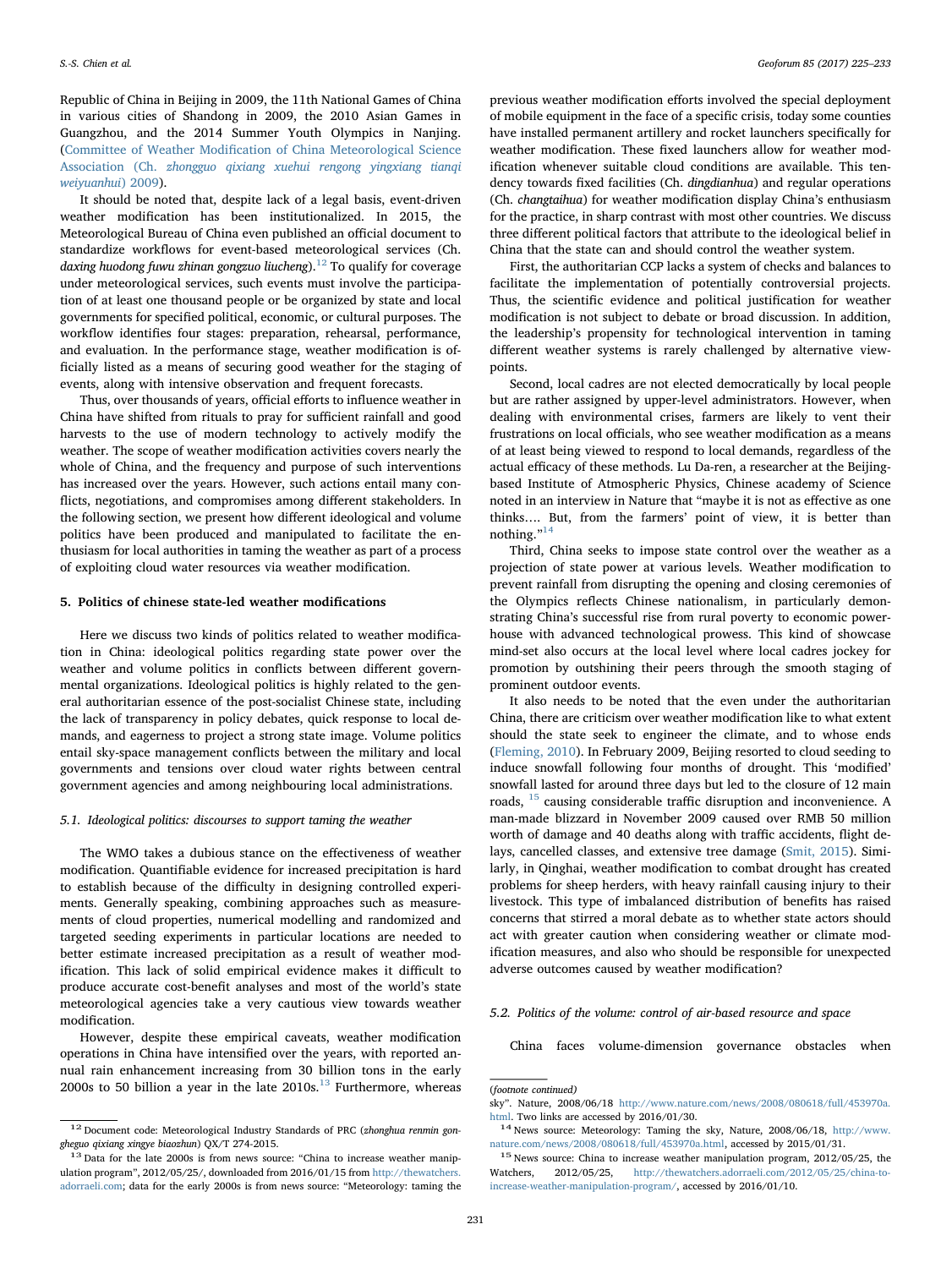Republic of China in Beijing in 2009, the 11th National Games of China in various cities of Shandong in 2009, the 2010 Asian Games in Guangzhou, and the 2014 Summer Youth Olympics in Nanjing. (Committee of Weather Modification of China Meteorological Science Association (Ch. *zhongguo qixiang xuehui rengong yingxiang tianqi weiyuanhui*) 2009).

It should be noted that, despite lack of a legal basis, event-driven weather modification has been institutionalized. In 2015, the Meteorological Bureau of China even published an official document to standardize workflows for event-based meteorological services (Ch. *daxing huodong fuwu zhinan gongzuo liucheng*).[12] To qualify for coverage under meteorological services, such events must involve the participation of at least one thousand people or be organized by state and local governments for specified political, economic, or cultural purposes. The workflow identifies four stages: preparation, rehearsal, performance, and evaluation. In the performance stage, weather modification is officially listed as a means of securing good weather for the staging of events, along with intensive observation and frequent forecasts.

Thus, over thousands of years, official efforts to influence weather in China have shifted from rituals to pray for sufficient rainfall and good harvests to the use of modern technology to actively modify the weather. The scope of weather modification activities covers nearly the whole of China, and the frequency and purpose of such interventions has increased over the years. However, such actions entail many conflicts, negotiations, and compromises among different stakeholders. In the following section, we present how different ideological and volume politics have been produced and manipulated to facilitate the enthusiasm for local authorities in taming the weather as part of a process of exploiting cloud water resources via weather modification.

## 5. Politics of chinese state-led weather modifications

Here we discuss two kinds of politics related to weather modification in China: ideological politics regarding state power over the weather and volume politics in conflicts between different governmental organizations. Ideological politics is highly related to the general authoritarian essence of the post-socialist Chinese state, including the lack of transparency in policy debates, quick response to local demands, and eagerness to project a strong state image. Volume politics entail sky-space management conflicts between the military and local governments and tensions over cloud water rights between central government agencies and among neighbouring local administrations.

### 5.1. Ideological politics: discourses to support taming the weather

The WMO takes a dubious stance on the effectiveness of weather modification. Quantifiable evidence for increased precipitation is hard to establish because of the difficulty in designing controlled experiments. Generally speaking, combining approaches such as measurements of cloud properties, numerical modelling and randomized and targeted seeding experiments in particular locations are needed to better estimate increased precipitation as a result of weather modification. This lack of solid empirical evidence makes it difficult to produce accurate cost-benefit analyses and most of the world's state meteorological agencies take a very cautious view towards weather modification.

However, despite these empirical caveats, weather modification operations in China have intensified over the years, with reported annual rain enhancement increasing from 30 billion tons in the early 2000s to 50 billion a year in the late 2010s.[13] Furthermore, whereas previous weather modification efforts involved the special deployment of mobile equipment in the face of a specific crisis, today some counties have installed permanent artillery and rocket launchers specifically for weather modification. These fixed launchers allow for weather modification whenever suitable cloud conditions are available. This tendency towards fixed facilities (Ch. *dingdianhua*) and regular operations (Ch. *changtaihua*) for weather modification display China's enthusiasm for the practice, in sharp contrast with most other countries. We discuss three different political factors that attribute to the ideological belief in China that the state can and should control the weather system.

First, the authoritarian CCP lacks a system of checks and balances to facilitate the implementation of potentially controversial projects. Thus, the scientific evidence and political justification for weather modification is not subject to debate or broad discussion. In addition, the leadership's propensity for technological intervention in taming different weather systems is rarely challenged by alternative viewpoints.

Second, local cadres are not elected democratically by local people but are rather assigned by upper-level administrators. However, when dealing with environmental crises, farmers are likely to vent their frustrations on local officials, who see weather modification as a means of at least being viewed to respond to local demands, regardless of the actual efficacy of these methods. Lu Da-ren, a researcher at the Beijing-based Institute of Atmospheric Physics, Chinese academy of Science noted in an interview in Nature that "maybe it is not as effective as one thinks…. But, from the farmers' point of view, it is better than nothing."[14]

Third, China seeks to impose state control over the weather as a projection of state power at various levels. Weather modification to prevent rainfall from disrupting the opening and closing ceremonies of the Olympics reflects Chinese nationalism, in particularly demonstrating China's successful rise from rural poverty to economic powerhouse with advanced technological prowess. This kind of showcase mind-set also occurs at the local level where local cadres jockey for promotion by outshining their peers through the smooth staging of prominent outdoor events.

It also needs to be noted that the even under the authoritarian China, there are criticism over weather modification like to what extent should the state seek to engineer the climate, and to whose ends (Fleming, 2010). In February 2009, Beijing resorted to cloud seeding to induce snowfall following four months of drought. This 'modified' snowfall lasted for around three days but led to the closure of 12 main roads,[15] causing considerable traffic disruption and inconvenience. A man-made blizzard in November 2009 caused over RMB 50 million worth of damage and 40 deaths along with traffic accidents, flight delays, cancelled classes, and extensive tree damage (Smit, 2015). Similarly, in Qinghai, weather modification to combat drought has created problems for sheep herders, with heavy rainfall causing injury to their livestock. This type of imbalanced distribution of benefits has raised concerns that stirred a moral debate as to whether state actors should act with greater caution when considering weather or climate modification measures, and also who should be responsible for unexpected adverse outcomes caused by weather modification?

### 5.2. Politics of the volume: control of air-based resource and space

China faces volume-dimension governance obstacles when

---

[12] Document code: Meteorological Industry Standards of PRC (*zhonghua renmin gongheguo qixiang xingye biaozhun*) QX/T 274-2015.

[13] Data for the late 2000s is from news source: "China to increase weather manipulation program", 2012/05/25/, downloaded from 2016/01/15 from http://thewatchers.adorraeli.com; data for the early 2000s is from news source: "Meteorology: taming the sky". Nature, 2008/06/18 http://www.nature.com/news/2008/080618/full/453970a.html. Two links are accessed by 2016/01/30.

[14] News source: Meteorology: Taming the sky, Nature, 2008/06/18, http://www.nature.com/news/2008/080618/full/453970a.html, accessed by 2015/01/31.

[15] News source: China to increase weather manipulation program, 2012/05/25, the Watchers, 2012/05/25, http://thewatchers.adorraeli.com/2012/05/25/china-to-increase-weather-manipulation-program/, accessed by 2016/01/10.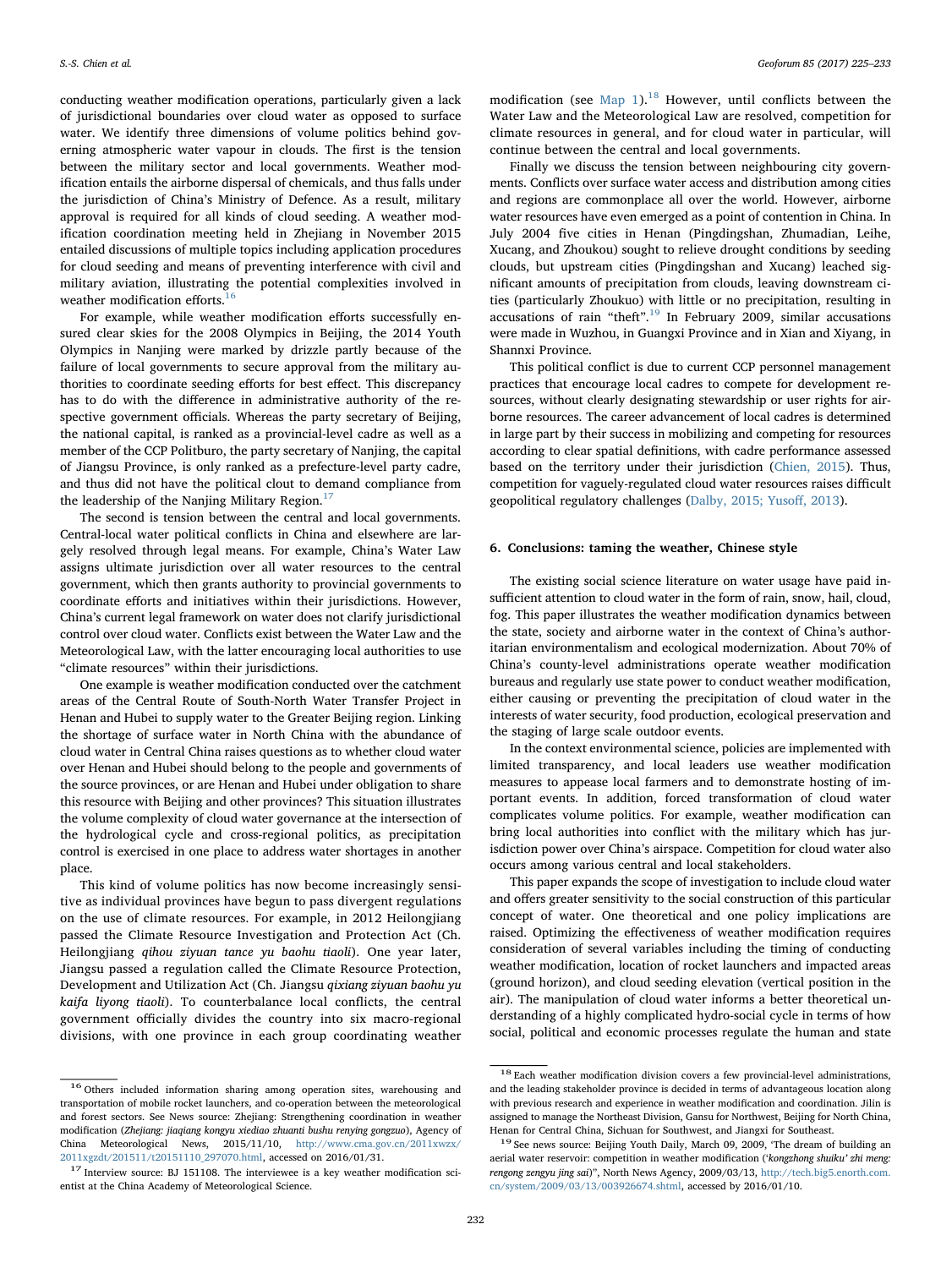conducting weather modification operations, particularly given a lack of jurisdictional boundaries over cloud water as opposed to surface water. We identify three dimensions of volume politics behind governing atmospheric water vapour in clouds. The first is the tension between the military sector and local governments. Weather modification entails the airborne dispersal of chemicals, and thus falls under the jurisdiction of China's Ministry of Defence. As a result, military approval is required for all kinds of cloud seeding. A weather modification coordination meeting held in Zhejiang in November 2015 entailed discussions of multiple topics including application procedures for cloud seeding and means of preventing interference with civil and military aviation, illustrating the potential complexities involved in weather modification efforts.[16]

For example, while weather modification efforts successfully ensured clear skies for the 2008 Olympics in Beijing, the 2014 Youth Olympics in Nanjing were marked by drizzle partly because of the failure of local governments to secure approval from the military authorities to coordinate seeding efforts for best effect. This discrepancy has to do with the difference in administrative authority of the respective government officials. Whereas the party secretary of Beijing, the national capital, is ranked as a provincial-level cadre as well as a member of the CCP Politburo, the party secretary of Nanjing, the capital of Jiangsu Province, is only ranked as a prefecture-level party cadre, and thus did not have the political clout to demand compliance from the leadership of the Nanjing Military Region.[17]

The second is tension between the central and local governments. Central-local water political conflicts in China and elsewhere are largely resolved through legal means. For example, China's Water Law assigns ultimate jurisdiction over all water resources to the central government, which then grants authority to provincial governments to coordinate efforts and initiatives within their jurisdictions. However, China's current legal framework on water does not clarify jurisdictional control over cloud water. Conflicts exist between the Water Law and the Meteorological Law, with the latter encouraging local authorities to use "climate resources" within their jurisdictions.

One example is weather modification conducted over the catchment areas of the Central Route of South-North Water Transfer Project in Henan and Hubei to supply water to the Greater Beijing region. Linking the shortage of surface water in North China with the abundance of cloud water in Central China raises questions as to whether cloud water over Henan and Hubei should belong to the people and governments of the source provinces, or are Henan and Hubei under obligation to share this resource with Beijing and other provinces? This situation illustrates the volume complexity of cloud water governance at the intersection of the hydrological cycle and cross-regional politics, as precipitation control is exercised in one place to address water shortages in another place.

This kind of volume politics has now become increasingly sensitive as individual provinces have begun to pass divergent regulations on the use of climate resources. For example, in 2012 Heilongjiang passed the Climate Resource Investigation and Protection Act (Ch. Heilongjiang *qihou ziyuan tance yu baohu tiaoli*). One year later, Jiangsu passed a regulation called the Climate Resource Protection, Development and Utilization Act (Ch. Jiangsu *qixiang ziyuan baohu yu kaifa liyong tiaoli*). To counterbalance local conflicts, the central government officially divides the country into six macro-regional divisions, with one province in each group coordinating weather modification (see Map 1).[18] However, until conflicts between the Water Law and the Meteorological Law are resolved, competition for climate resources in general, and for cloud water in particular, will continue between the central and local governments.

Finally we discuss the tension between neighbouring city governments. Conflicts over surface water access and distribution among cities and regions are commonplace all over the world. However, airborne water resources have even emerged as a point of contention in China. In July 2004 five cities in Henan (Pingdingshan, Zhumadian, Leihe, Xucang, and Zhoukou) sought to relieve drought conditions by seeding clouds, but upstream cities (Pingdingshan and Xucang) leached significant amounts of precipitation from clouds, leaving downstream cities (particularly Zhoukuo) with little or no precipitation, resulting in accusations of rain "theft".[19] In February 2009, similar accusations were made in Wuzhou, in Guangxi Province and in Xian and Xiyang, in Shannxi Province.

This political conflict is due to current CCP personnel management practices that encourage local cadres to compete for development resources, without clearly designating stewardship or user rights for airborne resources. The career advancement of local cadres is determined in large part by their success in mobilizing and competing for resources according to clear spatial definitions, with cadre performance assessed based on the territory under their jurisdiction (Chien, 2015). Thus, competition for vaguely-regulated cloud water resources raises difficult geopolitical regulatory challenges (Dalby, 2015; Yusoff, 2013).

## 6. Conclusions: taming the weather, Chinese style

The existing social science literature on water usage have paid insufficient attention to cloud water in the form of rain, snow, hail, cloud, fog. This paper illustrates the weather modification dynamics between the state, society and airborne water in the context of China's authoritarian environmentalism and ecological modernization. About 70% of China's county-level administrations operate weather modification bureaus and regularly use state power to conduct weather modification, either causing or preventing the precipitation of cloud water in the interests of water security, food production, ecological preservation and the staging of large scale outdoor events.

In the context environmental science, policies are implemented with limited transparency, and local leaders use weather modification measures to appease local farmers and to demonstrate hosting of important events. In addition, forced transformation of cloud water complicates volume politics. For example, weather modification can bring local authorities into conflict with the military which has jurisdiction power over China's airspace. Competition for cloud water also occurs among various central and local stakeholders.

This paper expands the scope of investigation to include cloud water and offers greater sensitivity to the social construction of this particular concept of water. One theoretical and one policy implications are raised. Optimizing the effectiveness of weather modification requires consideration of several variables including the timing of conducting weather modification, location of rocket launchers and impacted areas (ground horizon), and cloud seeding elevation (vertical position in the air). The manipulation of cloud water informs a better theoretical understanding of a highly complicated hydro-social cycle in terms of how social, political and economic processes regulate the human and state

---

[16] Others included information sharing among operation sites, warehousing and transportation of mobile rocket launchers, and co-operation between the meteorological and forest sectors. See News source: Zhejiang: Strengthening coordination in weather modification (*Zhejiang: jiaqiang kongyu xiediao zhuanti bushu renying gongzuo*), Agency of China Meteorological News, 2015/11/10, http://www.cma.gov.cn/2011xwzx/2011xgzdt/201511/t20151110_297070.html, accessed on 2016/01/31.

[17] Interview source: BJ 151108. The interviewee is a key weather modification scientist at the China Academy of Meteorological Science.

[18] Each weather modification division covers a few provincial-level administrations, and the leading stakeholder province is decided in terms of advantageous location along with previous research and experience in weather modification and coordination. Jilin is assigned to manage the Northeast Division, Gansu for Northwest, Beijing for North China, Henan for Central China, Sichuan for Southwest, and Jiangxi for Southeast.

[19] See news source: Beijing Youth Daily, March 09, 2009, 'The dream of building an aerial water reservoir: competition in weather modification ('*kongzhong shuiku' zhi meng: rengong zengyu jing sai*)", North News Agency, 2009/03/13, http://tech.big5.enorth.com.cn/system/2009/03/13/003926674.shtml, accessed by 2016/01/10.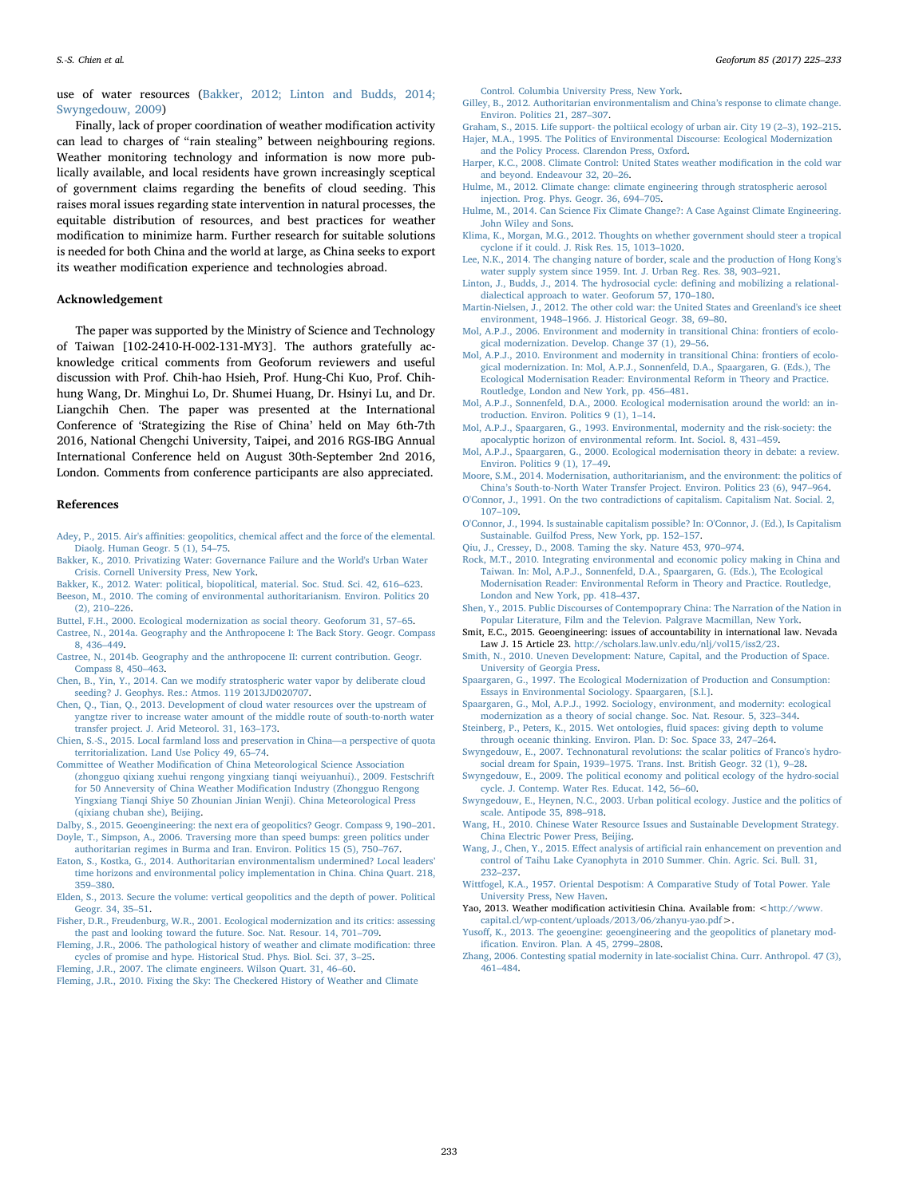use of water resources (Bakker, 2012; Linton and Budds, 2014; Swyngedouw, 2009)

Finally, lack of proper coordination of weather modification activity can lead to charges of "rain stealing" between neighbouring regions. Weather monitoring technology and information is now more publically available, and local residents have grown increasingly sceptical of government claims regarding the benefits of cloud seeding. This raises moral issues regarding state intervention in natural processes, the equitable distribution of resources, and best practices for weather modification to minimize harm. Further research for suitable solutions is needed for both China and the world at large, as China seeks to export its weather modification experience and technologies abroad.

## Acknowledgement

The paper was supported by the Ministry of Science and Technology of Taiwan [102-2410-H-002-131-MY3]. The authors gratefully acknowledge critical comments from Geoforum reviewers and useful discussion with Prof. Chih-hao Hsieh, Prof. Hung-Chi Kuo, Prof. Chih-hung Wang, Dr. Minghui Lo, Dr. Shumei Huang, Dr. Hsinyi Lu, and Dr. Liangchih Chen. The paper was presented at the International Conference of 'Strategizing the Rise of China' held on May 6th-7th 2016, National Chengchi University, Taipei, and 2016 RGS-IBG Annual International Conference held on August 30th-September 2nd 2016, London. Comments from conference participants are also appreciated.

## References

Adey, P., 2015. Air's affinities: geopolitics, chemical affect and the force of the elemental. Diaolg. Human Geogr. 5 (1), 54–75.

Bakker, K., 2010. Privatizing Water: Governance Failure and the World's Urban Water Crisis. Cornell University Press, New York.

Bakker, K., 2012. Water: political, biopolitical, material. Soc. Stud. Sci. 42, 616–623.

Beeson, M., 2010. The coming of environmental authoritarianism. Environ. Politics 20 (2), 210–226.

Buttel, F.H., 2000. Ecological modernization as social theory. Geoforum 31, 57–65.

Castree, N., 2014a. Geography and the Anthropocene I: The Back Story. Geogr. Compass 8, 436–449.

Castree, N., 2014b. Geography and the anthropocene II: current contribution. Geogr. Compass 8, 450–463.

Chen, B., Yin, Y., 2014. Can we modify stratospheric water vapor by deliberate cloud seeding? J. Geophys. Res.: Atmos. 119 2013JD020707.

Chen, Q., Tian, Q., 2013. Development of cloud water resources over the upstream of yangtze river to increase water amount of the middle route of south-to-north water transfer project. J. Arid Meteorol. 31, 163–173.

Chien, S.-S., 2015. Local farmland loss and preservation in China—a perspective of quota territorialization. Land Use Policy 49, 65–74.

Committee of Weather Modification of China Meteorological Science Association (zhongguo qixiang xuehui rengong yingxiang tianqi weiyuanhui)., 2009. Festschrift for 50 Anneversity of China Weather Modification Industry (Zhongguo Rengong Yingxiang Tianqi Shiye 50 Zhounian Jinian Wenji). China Meteorological Press (qixiang chuban she), Beijing.

Dalby, S., 2015. Geoengineering: the next era of geopolitics? Geogr. Compass 9, 190–201.

Doyle, T., Simpson, A., 2006. Traversing more than speed bumps: green politics under authoritarian regimes in Burma and Iran. Environ. Politics 15 (5), 750–767.

Eaton, S., Kostka, G., 2014. Authoritarian environmentalism undermined? Local leaders' time horizons and environmental policy implementation in China. China Quart. 218, 359–380.

Elden, S., 2013. Secure the volume: vertical geopolitics and the depth of power. Political Geogr. 34, 35–51.

Fisher, D.R., Freudenburg, W.R., 2001. Ecological modernization and its critics: assessing the past and looking toward the future. Soc. Nat. Resour. 14, 701–709.

Fleming, J.R., 2006. The pathological history of weather and climate modification: three cycles of promise and hype. Historical Stud. Phys. Biol. Sci. 37, 3–25.

Fleming, J.R., 2007. The climate engineers. Wilson Quart. 31, 46–60.

Fleming, J.R., 2010. Fixing the Sky: The Checkered History of Weather and Climate Control. Columbia University Press, New York.

Gilley, B., 2012. Authoritarian environmentalism and China's response to climate change. Environ. Politics 21, 287–307.

Graham, S., 2015. Life support- the poltiical ecology of urban air. City 19 (2–3), 192–215.

Hajer, M.A., 1995. The Politics of Environmental Discourse: Ecological Modernization and the Policy Process. Clarendon Press, Oxford.

Harper, K.C., 2008. Climate Control: United States weather modification in the cold war and beyond. Endeavour 32, 20–26.

Hulme, M., 2012. Climate change: climate engineering through stratospheric aerosol injection. Prog. Phys. Geogr. 36, 694–705.

Hulme, M., 2014. Can Science Fix Climate Change?: A Case Against Climate Engineering. John Wiley and Sons.

Klima, K., Morgan, M.G., 2012. Thoughts on whether government should steer a tropical cyclone if it could. J. Risk Res. 15, 1013–1020.

Lee, N.K., 2014. The changing nature of border, scale and the production of Hong Kong's water supply system since 1959. Int. J. Urban Reg. Res. 38, 903–921.

Linton, J., Budds, J., 2014. The hydrosocial cycle: defining and mobilizing a relational-dialectical approach to water. Geoforum 57, 170–180.

Martin-Nielsen, J., 2012. The other cold war: the United States and Greenland's ice sheet environment, 1948–1966. J. Historical Geogr. 38, 69–80.

Mol, A.P.J., 2006. Environment and modernity in transitional China: frontiers of ecological modernization. Develop. Change 37 (1), 29–56.

Mol, A.P.J., 2010. Environment and modernity in transitional China: frontiers of ecological modernization. In: Mol, A.P.J., Sonnenfeld, D.A., Spaargaren, G. (Eds.), The Ecological Modernisation Reader: Environmental Reform in Theory and Practice. Routledge, London and New York, pp. 456–481.

Mol, A.P.J., Sonnenfeld, D.A., 2000. Ecological modernisation around the world: an introduction. Environ. Politics 9 (1), 1–14.

Mol, A.P.J., Spaargaren, G., 1993. Environmental, modernity and the risk-society: the apocalyptic horizon of environmental reform. Int. Sociol. 8, 431–459.

Mol, A.P.J., Spaargaren, G., 2000. Ecological modernisation theory in debate: a review. Environ. Politics 9 (1), 17–49.

Moore, S.M., 2014. Modernisation, authoritarianism, and the environment: the politics of China's South-to-North Water Transfer Project. Environ. Politics 23 (6), 947–964.

O'Connor, J., 1991. On the two contradictions of capitalism. Capitalism Nat. Social. 2, 107–109.

O'Connor, J., 1994. Is sustainable capitalism possible? In: O'Connor, J. (Ed.), Is Capitalism Sustainable. Guilfod Press, New York, pp. 152–157.

Qiu, J., Cressey, D., 2008. Taming the sky. Nature 453, 970–974.

Rock, M.T., 2010. Integrating environmental and economic policy making in China and Taiwan. In: Mol, A.P.J., Sonnenfeld, D.A., Spaargaren, G. (Eds.), The Ecological Modernisation Reader: Environmental Reform in Theory and Practice. Routledge, London and New York, pp. 418–437.

Shen, Y., 2015. Public Discourses of Contempoprary China: The Narration of the Nation in Popular Literature, Film and the Televion. Palgrave Macmillan, New York.

Smit, E.C., 2015. Geoengineering: issues of accountability in international law. Nevada Law J. 15 Article 23. http://scholars.law.unlv.edu/nlj/vol15/iss2/23.

Smith, N., 2010. Uneven Development: Nature, Capital, and the Production of Space. University of Georgia Press.

Spaargaren, G., 1997. The Ecological Modernization of Production and Consumption: Essays in Environmental Sociology. Spaargaren, [S.l.].

Spaargaren, G., Mol, A.P.J., 1992. Sociology, environment, and modernity: ecological modernization as a theory of social change. Soc. Nat. Resour. 5, 323–344.

Steinberg, P., Peters, K., 2015. Wet ontologies, fluid spaces: giving depth to volume through oceanic thinking. Environ. Plan. D: Soc. Space 33, 247–264.

Swyngedouw, E., 2007. Technonatural revolutions: the scalar politics of Franco's hydro-social dream for Spain, 1939–1975. Trans. Inst. British Geogr. 32 (1), 9–28.

Swyngedouw, E., 2009. The political economy and political ecology of the hydro-social cycle. J. Contemp. Water Res. Educat. 142, 56–60.

Swyngedouw, E., Heynen, N.C., 2003. Urban political ecology. Justice and the politics of scale. Antipode 35, 898–918.

Wang, H., 2010. Chinese Water Resource Issues and Sustainable Development Strategy. China Electric Power Press, Beijing.

Wang, J., Chen, Y., 2015. Effect analysis of artificial rain enhancement on prevention and control of Taihu Lake Cyanophyta in 2010 Summer. Chin. Agric. Sci. Bull. 31, 232–237.

Wittfogel, K.A., 1957. Oriental Despotism: A Comparative Study of Total Power. Yale University Press, New Haven.

Yao, 2013. Weather modification activitiesin China. Available from: <http://www.capital.cl/wp-content/uploads/2013/06/zhanyu-yao.pdf>.

Yusoff, K., 2013. The geoengine: geoengineering and the geopolitics of planetary modification. Environ. Plan. A 45, 2799–2808.

Zhang, 2006. Contesting spatial modernity in late-socialist China. Curr. Anthropol. 47 (3), 461–484.